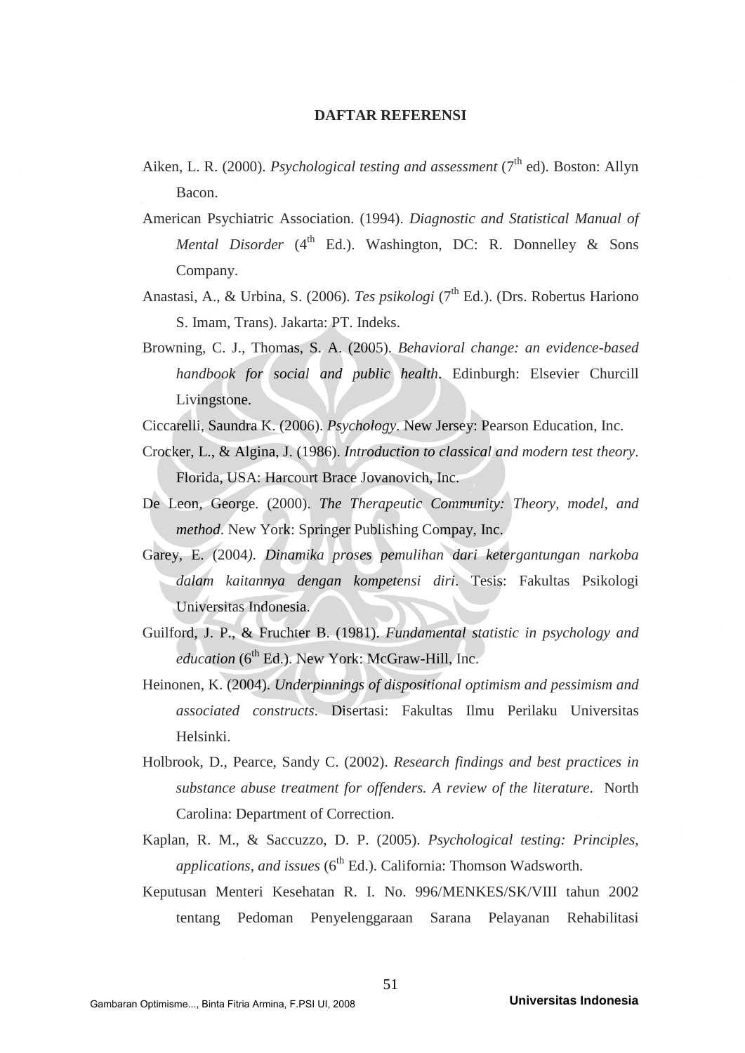# DAFTAR REFERENSI

Aiken, L. R. (2000). *Psychological testing and assessment* ($7^{th}$ ed). Boston: Allyn Bacon.

American Psychiatric Association. (1994). *Diagnostic and Statistical Manual of Mental Disorder* ($4^{th}$ Ed.). Washington, DC: R. Donnelley & Sons Company.

Anastasi, A., & Urbina, S. (2006). *Tes psikologi* ($7^{th}$ Ed.). (Drs. Robertus Hariono S. Imam, Trans). Jakarta: PT. Indeks.

Browning, C. J., Thomas, S. A. (2005). *Behavioral change: an evidence-based handbook for social and public health*. Edinburgh: Elsevier Churcill Livingstone.

Ciccarelli, Saundra K. (2006). *Psychology*. New Jersey: Pearson Education, Inc.

Crocker, L., & Algina, J. (1986). *Introduction to classical and modern test theory*. Florida, USA: Harcourt Brace Jovanovich, Inc.

De Leon, George. (2000). *The Therapeutic Community: Theory, model, and method*. New York: Springer Publishing Compay, Inc.

Garey, E. (2004). *Dinamika proses pemulihan dari ketergantungan narkoba dalam kaitannya dengan kompetensi diri*. Tesis: Fakultas Psikologi Universitas Indonesia.

Guilford, J. P., & Fruchter B. (1981). *Fundamental statistic in psychology and education* ($6^{th}$ Ed.). New York: McGraw-Hill, Inc.

Heinonen, K. (2004). *Underpinnings of dispositional optimism and pessimism and associated constructs*. Disertasi: Fakultas Ilmu Perilaku Universitas Helsinki.

Holbrook, D., Pearce, Sandy C. (2002). *Research findings and best practices in substance abuse treatment for offenders. A review of the literature*. North Carolina: Department of Correction.

Kaplan, R. M., & Saccuzzo, D. P. (2005). *Psychological testing: Principles, applications, and issues* ($6^{th}$ Ed.). California: Thomson Wadsworth.

Keputusan Menteri Kesehatan R. I. No. 996/MENKES/SK/VIII tahun 2002 tentang Pedoman Penyelenggaraan Sarana Pelayanan Rehabilitasi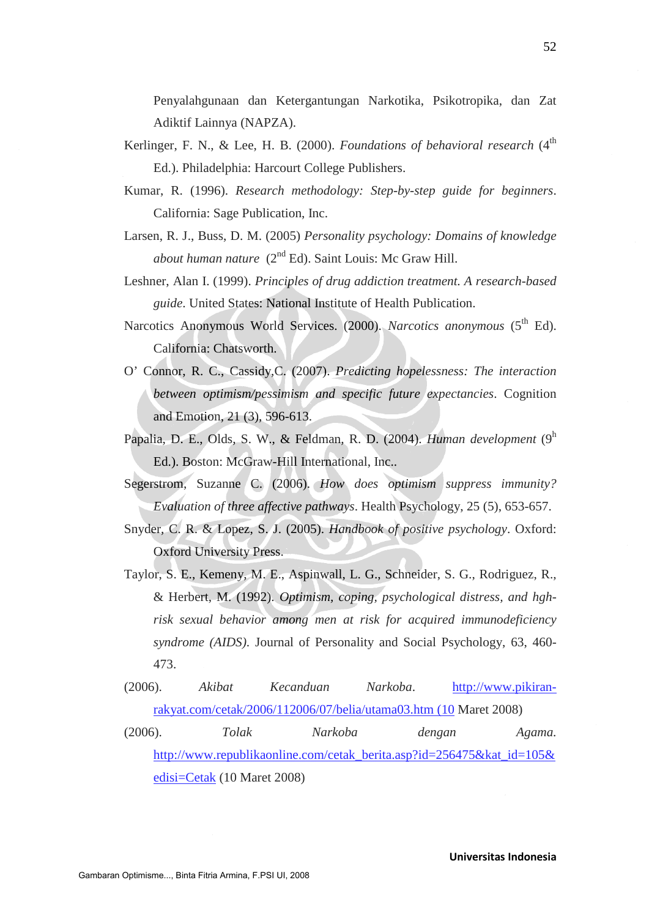Penyalahgunaan dan Ketergantungan Narkotika, Psikotropika, dan Zat Adiktif Lainnya (NAPZA).

Kerlinger, F. N., & Lee, H. B. (2000). *Foundations of behavioral research* (4th Ed.). Philadelphia: Harcourt College Publishers.

Kumar, R. (1996). *Research methodology: Step-by-step guide for beginners*. California: Sage Publication, Inc.

Larsen, R. J., Buss, D. M. (2005) *Personality psychology: Domains of knowledge about human nature* (2nd Ed). Saint Louis: Mc Graw Hill.

Leshner, Alan I. (1999). *Principles of drug addiction treatment. A research-based guide*. United States: National Institute of Health Publication.

Narcotics Anonymous World Services. (2000). *Narcotics anonymous* (5th Ed). California: Chatsworth.

O' Connor, R. C., Cassidy,C. (2007). *Predicting hopelessness: The interaction between optimism/pessimism and specific future expectancies*. Cognition and Emotion, 21 (3), 596-613.

Papalia, D. E., Olds, S. W., & Feldman, R. D. (2004). *Human development* (9h Ed.). Boston: McGraw-Hill International, Inc..

Segerstrom, Suzanne C. (2006). *How does optimism suppress immunity? Evaluation of three affective pathways*. Health Psychology, 25 (5), 653-657.

Snyder, C. R. & Lopez, S. J. (2005). *Handbook of positive psychology*. Oxford: Oxford University Press.

Taylor, S. E., Kemeny, M. E., Aspinwall, L. G., Schneider, S. G., Rodriguez, R., & Herbert, M. (1992). *Optimism, coping, psychological distress, and hgh-risk sexual behavior among men at risk for acquired immunodeficiency syndrome (AIDS)*. Journal of Personality and Social Psychology, 63, 460-473.

(2006). *Akibat Kecanduan Narkoba*. http://www.pikiran-rakyat.com/cetak/2006/112006/07/belia/utama03.htm (10 Maret 2008)

(2006). *Tolak Narkoba dengan Agama*. http://www.republikaonline.com/cetak_berita.asp?id=256475&kat_id=105&edisi=Cetak (10 Maret 2008)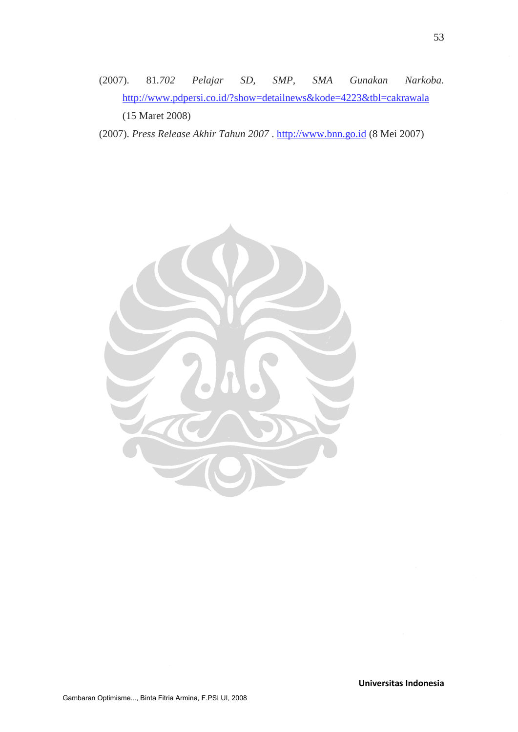(2007). 81.*702 Pelajar SD, SMP, SMA Gunakan Narkoba.* http://www.pdpersi.co.id/?show=detailnews&kode=4223&tbl=cakrawala (15 Maret 2008)

(2007). *Press Release Akhir Tahun 2007* . http://www.bnn.go.id (8 Mei 2007)